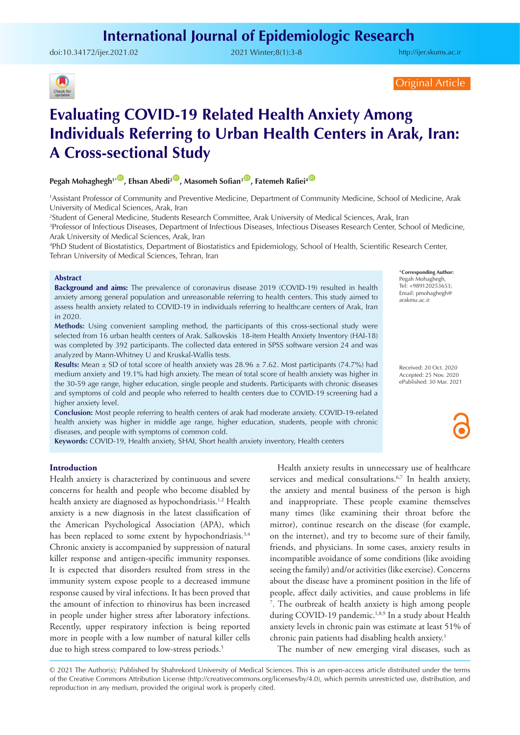Original Article

# Evaluating COVID-19 Related Health Anxiety Among Individuals Referring to Urban Health Centers in Arak, Iran: A Cross-sectional Study

**Pegah Mohaghegh[1*], Ehsan Abedi[2], Masomeh Sofian[3], Fatemeh Rafiei[4]**

[1]Assistant Professor of Community and Preventive Medicine, Department of Community Medicine, School of Medicine, Arak University of Medical Sciences, Arak, Iran

[2]Student of General Medicine, Students Research Committee, Arak University of Medical Sciences, Arak, Iran

[3]Professor of Infectious Diseases, Department of Infectious Diseases, Infectious Diseases Research Center, School of Medicine, Arak University of Medical Sciences, Arak, Iran

[4]PhD Student of Biostatistics, Department of Biostatistics and Epidemiology, School of Health, Scientific Research Center, Tehran University of Medical Sciences, Tehran, Iran

*Corresponding Author: Pegah Mohaghegh, Tel: +989120253653; Email: pmohaghegh@arakmu.ac.ir

Received: 20 Oct. 2020
Accepted: 25 Nov. 2020
ePublished: 30 Mar. 2021

## Abstract

**Background and aims:** The prevalence of coronavirus disease 2019 (COVID-19) resulted in health anxiety among general population and unreasonable referring to health centers. This study aimed to assess health anxiety related to COVID-19 in individuals referring to healthcare centers of Arak, Iran in 2020.

**Methods:** Using convenient sampling method, the participants of this cross-sectional study were selected from 16 urban health centers of Arak. Salkovskis 18-item Health Anxiety Inventory (HAI-18) was completed by 392 participants. The collected data entered in SPSS software version 24 and was analyzed by Mann-Whitney U and Kruskal-Wallis tests.

**Results:** Mean ± SD of total score of health anxiety was 28.96 ± 7.62. Most participants (74.7%) had medium anxiety and 19.1% had high anxiety. The mean of total score of health anxiety was higher in the 30-59 age range, higher education, single people and students. Participants with chronic diseases and symptoms of cold and people who referred to health centers due to COVID-19 screening had a higher anxiety level.

**Conclusion:** Most people referring to health centers of arak had moderate anxiety. COVID-19-related health anxiety was higher in middle age range, higher education, students, people with chronic diseases, and people with symptoms of common cold.

**Keywords:** COVID-19, Health anxiety, SHAI, Short health anxiety inventory, Health centers

## Introduction

Health anxiety is characterized by continuous and severe concerns for health and people who become disabled by health anxiety are diagnosed as hypochondriasis.[1,2] Health anxiety is a new diagnosis in the latest classification of the American Psychological Association (APA), which has been replaced to some extent by hypochondriasis.[3,4] Chronic anxiety is accompanied by suppression of natural killer response and antigen-specific immunity responses. It is expected that disorders resulted from stress in the immunity system expose people to a decreased immune response caused by viral infections. It has been proved that the amount of infection to rhinovirus has been increased in people under higher stress after laboratory infections. Recently, upper respiratory infection is being reported more in people with a low number of natural killer cells due to high stress compared to low-stress periods.[5]

Health anxiety results in unnecessary use of healthcare services and medical consultations.[6,7] In health anxiety, the anxiety and mental business of the person is high and inappropriate. These people examine themselves many times (like examining their throat before the mirror), continue research on the disease (for example, on the internet), and try to become sure of their family, friends, and physicians. In some cases, anxiety results in incompatible avoidance of some conditions (like avoiding seeing the family) and/or activities (like exercise). Concerns about the disease have a prominent position in the life of people, affect daily activities, and cause problems in life [7]. The outbreak of health anxiety is high among people during COVID-19 pandemic.[1,8,9] In a study about Health anxiety levels in chronic pain was estimate at least 51% of chronic pain patients had disabling health anxiety.[1]

The number of new emerging viral diseases, such as

© 2021 The Author(s); Published by Shahrekord University of Medical Sciences. This is an open-access article distributed under the terms of the Creative Commons Attribution License (http://creativecommons.org/licenses/by/4.0), which permits unrestricted use, distribution, and reproduction in any medium, provided the original work is properly cited.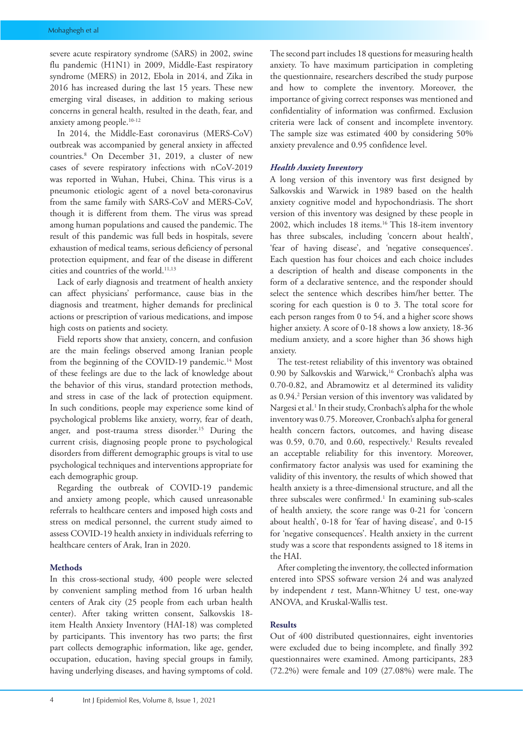severe acute respiratory syndrome (SARS) in 2002, swine flu pandemic (H1N1) in 2009, Middle-East respiratory syndrome (MERS) in 2012, Ebola in 2014, and Zika in 2016 has increased during the last 15 years. These new emerging viral diseases, in addition to making serious concerns in general health, resulted in the death, fear, and anxiety among people.[10-12]

In 2014, the Middle-East coronavirus (MERS-CoV) outbreak was accompanied by general anxiety in affected countries.[8] On December 31, 2019, a cluster of new cases of severe respiratory infections with nCoV-2019 was reported in Wuhan, Hubei, China. This virus is a pneumonic etiologic agent of a novel beta-coronavirus from the same family with SARS-CoV and MERS-CoV, though it is different from them. The virus was spread among human populations and caused the pandemic. The result of this pandemic was full beds in hospitals, severe exhaustion of medical teams, serious deficiency of personal protection equipment, and fear of the disease in different cities and countries of the world.[11,13]

Lack of early diagnosis and treatment of health anxiety can affect physicians' performance, cause bias in the diagnosis and treatment, higher demands for preclinical actions or prescription of various medications, and impose high costs on patients and society.

Field reports show that anxiety, concern, and confusion are the main feelings observed among Iranian people from the beginning of the COVID-19 pandemic.[14] Most of these feelings are due to the lack of knowledge about the behavior of this virus, standard protection methods, and stress in case of the lack of protection equipment. In such conditions, people may experience some kind of psychological problems like anxiety, worry, fear of death, anger, and post-trauma stress disorder.[15] During the current crisis, diagnosing people prone to psychological disorders from different demographic groups is vital to use psychological techniques and interventions appropriate for each demographic group.

Regarding the outbreak of COVID-19 pandemic and anxiety among people, which caused unreasonable referrals to healthcare centers and imposed high costs and stress on medical personnel, the current study aimed to assess COVID-19 health anxiety in individuals referring to healthcare centers of Arak, Iran in 2020.

## Methods

In this cross-sectional study, 400 people were selected by convenient sampling method from 16 urban health centers of Arak city (25 people from each urban health center). After taking written consent, Salkovskis 18-item Health Anxiety Inventory (HAI-18) was completed by participants. This inventory has two parts; the first part collects demographic information, like age, gender, occupation, education, having special groups in family, having underlying diseases, and having symptoms of cold. The second part includes 18 questions for measuring health anxiety. To have maximum participation in completing the questionnaire, researchers described the study purpose and how to complete the inventory. Moreover, the importance of giving correct responses was mentioned and confidentiality of information was confirmed. Exclusion criteria were lack of consent and incomplete inventory. The sample size was estimated 400 by considering 50% anxiety prevalence and 0.95 confidence level.

### *Health Anxiety Inventory*

A long version of this inventory was first designed by Salkovskis and Warwick in 1989 based on the health anxiety cognitive model and hypochondriasis. The short version of this inventory was designed by these people in 2002, which includes 18 items.[16] This 18-item inventory has three subscales, including 'concern about health', 'fear of having disease', and 'negative consequences'. Each question has four choices and each choice includes a description of health and disease components in the form of a declarative sentence, and the responder should select the sentence which describes him/her better. The scoring for each question is 0 to 3. The total score for each person ranges from 0 to 54, and a higher score shows higher anxiety. A score of 0-18 shows a low anxiety, 18-36 medium anxiety, and a score higher than 36 shows high anxiety.

The test-retest reliability of this inventory was obtained 0.90 by Salkovskis and Warwick,[16] Cronbach's alpha was 0.70-0.82, and Abramowitz et al determined its validity as 0.94.[2] Persian version of this inventory was validated by Nargesi et al.[1] In their study, Cronbach's alpha for the whole inventory was 0.75. Moreover, Cronbach's alpha for general health concern factors, outcomes, and having disease was 0.59, 0.70, and 0.60, respectively.[1] Results revealed an acceptable reliability for this inventory. Moreover, confirmatory factor analysis was used for examining the validity of this inventory, the results of which showed that health anxiety is a three-dimensional structure, and all the three subscales were confirmed.[1] In examining sub-scales of health anxiety, the score range was 0-21 for 'concern about health', 0-18 for 'fear of having disease', and 0-15 for 'negative consequences'. Health anxiety in the current study was a score that respondents assigned to 18 items in the HAI.

After completing the inventory, the collected information entered into SPSS software version 24 and was analyzed by independent *t* test, Mann-Whitney U test, one-way ANOVA, and Kruskal-Wallis test.

## Results

Out of 400 distributed questionnaires, eight inventories were excluded due to being incomplete, and finally 392 questionnaires were examined. Among participants, 283 (72.2%) were female and 109 (27.08%) were male. The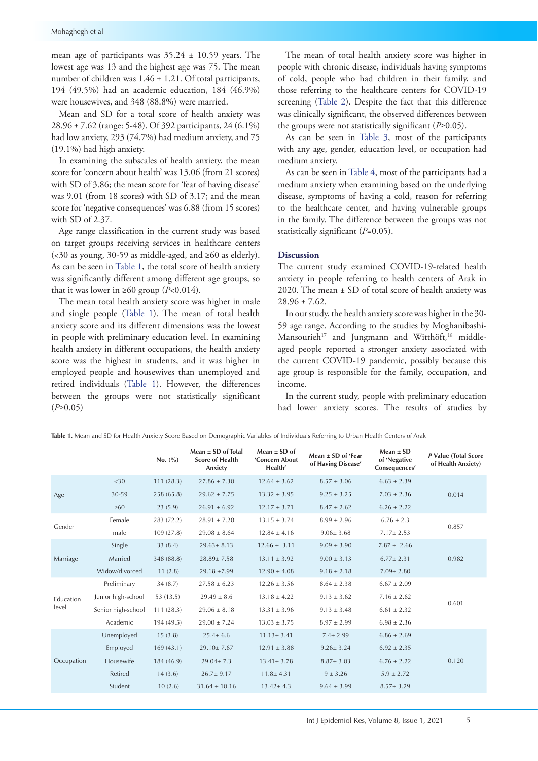mean age of participants was 35.24 ± 10.59 years. The lowest age was 13 and the highest age was 75. The mean number of children was 1.46 ± 1.21. Of total participants, 194 (49.5%) had an academic education, 184 (46.9%) were housewives, and 348 (88.8%) were married.

Mean and SD for a total score of health anxiety was 28.96 ± 7.62 (range: 5-48). Of 392 participants, 24 (6.1%) had low anxiety, 293 (74.7%) had medium anxiety, and 75 (19.1%) had high anxiety.

In examining the subscales of health anxiety, the mean score for 'concern about health' was 13.06 (from 21 scores) with SD of 3.86; the mean score for 'fear of having disease' was 9.01 (from 18 scores) with SD of 3.17; and the mean score for 'negative consequences' was 6.88 (from 15 scores) with SD of 2.37.

Age range classification in the current study was based on target groups receiving services in healthcare centers (<30 as young, 30-59 as middle-aged, and ≥60 as elderly). As can be seen in Table 1, the total score of health anxiety was significantly different among different age groups, so that it was lower in ≥60 group ($P$<0.014).

The mean total health anxiety score was higher in male and single people (Table 1). The mean of total health anxiety score and its different dimensions was the lowest in people with preliminary education level. In examining health anxiety in different occupations, the health anxiety score was the highest in students, and it was higher in employed people and housewives than unemployed and retired individuals (Table 1). However, the differences between the groups were not statistically significant ($P$≥0.05)

The mean of total health anxiety score was higher in people with chronic disease, individuals having symptoms of cold, people who had children in their family, and those referring to the healthcare centers for COVID-19 screening (Table 2). Despite the fact that this difference was clinically significant, the observed differences between the groups were not statistically significant ($P$≥0.05).

As can be seen in Table 3, most of the participants with any age, gender, education level, or occupation had medium anxiety.

As can be seen in Table 4, most of the participants had a medium anxiety when examining based on the underlying disease, symptoms of having a cold, reason for referring to the healthcare center, and having vulnerable groups in the family. The difference between the groups was not statistically significant ($P$=0.05).

## Discussion

The current study examined COVID-19-related health anxiety in people referring to health centers of Arak in 2020. The mean ± SD of total score of health anxiety was 28.96 ± 7.62.

In our study, the health anxiety score was higher in the 30-59 age range. According to the studies by Moghanibashi-Mansourieh[17] and Jungmann and Witthöft,[18] middle-aged people reported a stronger anxiety associated with the current COVID-19 pandemic, possibly because this age group is responsible for the family, occupation, and income.

In the current study, people with preliminary education had lower anxiety scores. The results of studies by

**Table 1.** Mean and SD for Health Anxiety Score Based on Demographic Variables of Individuals Referring to Urban Health Centers of Arak

| | | No. (%) | Mean ± SD of Total Score of Health Anxiety | Mean ± SD of 'Concern About Health' | Mean ± SD of 'Fear of Having Disease' | Mean ± SD of 'Negative Consequences' | *P* Value (Total Score of Health Anxiety) |
|---|---|---|---|---|---|---|---|
| Age | <30 | 111 (28.3) | 27.86 ± 7.30 | 12.64 ± 3.62 | 8.57 ± 3.06 | 6.63 ± 2.39 | 0.014 |
| | 30-59 | 258 (65.8) | 29.62 ± 7.75 | 13.32 ± 3.95 | 9.25 ± 3.25 | 7.03 ± 2.36 | |
| | ≥60 | 23 (5.9) | 26.91 ± 6.92 | 12.17 ± 3.71 | 8.47 ± 2.62 | 6.26 ± 2.22 | |
| Gender | Female | 283 (72.2) | 28.91 ± 7.20 | 13.15 ± 3.74 | 8.99 ± 2.96 | 6.76 ± 2.3 | 0.857 |
| | male | 109 (27.8) | 29.08 ± 8.64 | 12.84 ± 4.16 | 9.06± 3.68 | 7.17± 2.53 | |
| Marriage | Single | 33 (8.4) | 29.63± 8.13 | 12.66 ± 3.11 | 9.09 ± 3.90 | 7.87 ± 2.66 | 0.982 |
| | Married | 348 (88.8) | 28.89± 7.58 | 13.11 ± 3.92 | 9.00 ± 3.13 | 6.77± 2.31 | |
| | Widow/divorced | 11 (2.8) | 29.18 ±7.99 | 12.90 ± 4.08 | 9.18 ± 2.18 | 7.09± 2.80 | |
| Education level | Preliminary | 34 (8.7) | 27.58 ± 6.23 | 12.26 ± 3.56 | 8.64 ± 2.38 | 6.67 ± 2.09 | 0.601 |
| | Junior high-school | 53 (13.5) | 29.49 ± 8.6 | 13.18 ± 4.22 | 9.13 ± 3.62 | 7.16 ± 2.62 | |
| | Senior high-school | 111 (28.3) | 29.06 ± 8.18 | 13.31 ± 3.96 | 9.13 ± 3.48 | 6.61 ± 2.32 | |
| | Academic | 194 (49.5) | 29.00 ± 7.24 | 13.03 ± 3.75 | 8.97 ± 2.99 | 6.98 ± 2.36 | |
| Occupation | Unemployed | 15 (3.8) | 25.4± 6.6 | 11.13± 3.41 | 7.4± 2.99 | 6.86 ± 2.69 | 0.120 |
| | Employed | 169 (43.1) | 29.10± 7.67 | 12.91 ± 3.88 | 9.26± 3.24 | 6.92 ± 2.35 | |
| | Housewife | 184 (46.9) | 29.04± 7.3 | 13.41± 3.78 | 8.87± 3.03 | 6.76 ± 2.22 | |
| | Retired | 14 (3.6) | 26.7± 9.17 | 11.8± 4.31 | 9 ± 3.26 | 5.9 ± 2.72 | |
| | Student | 10 (2.6) | 31.64 ± 10.16 | 13.42± 4.3 | 9.64 ± 3.99 | 8.57± 3.29 | |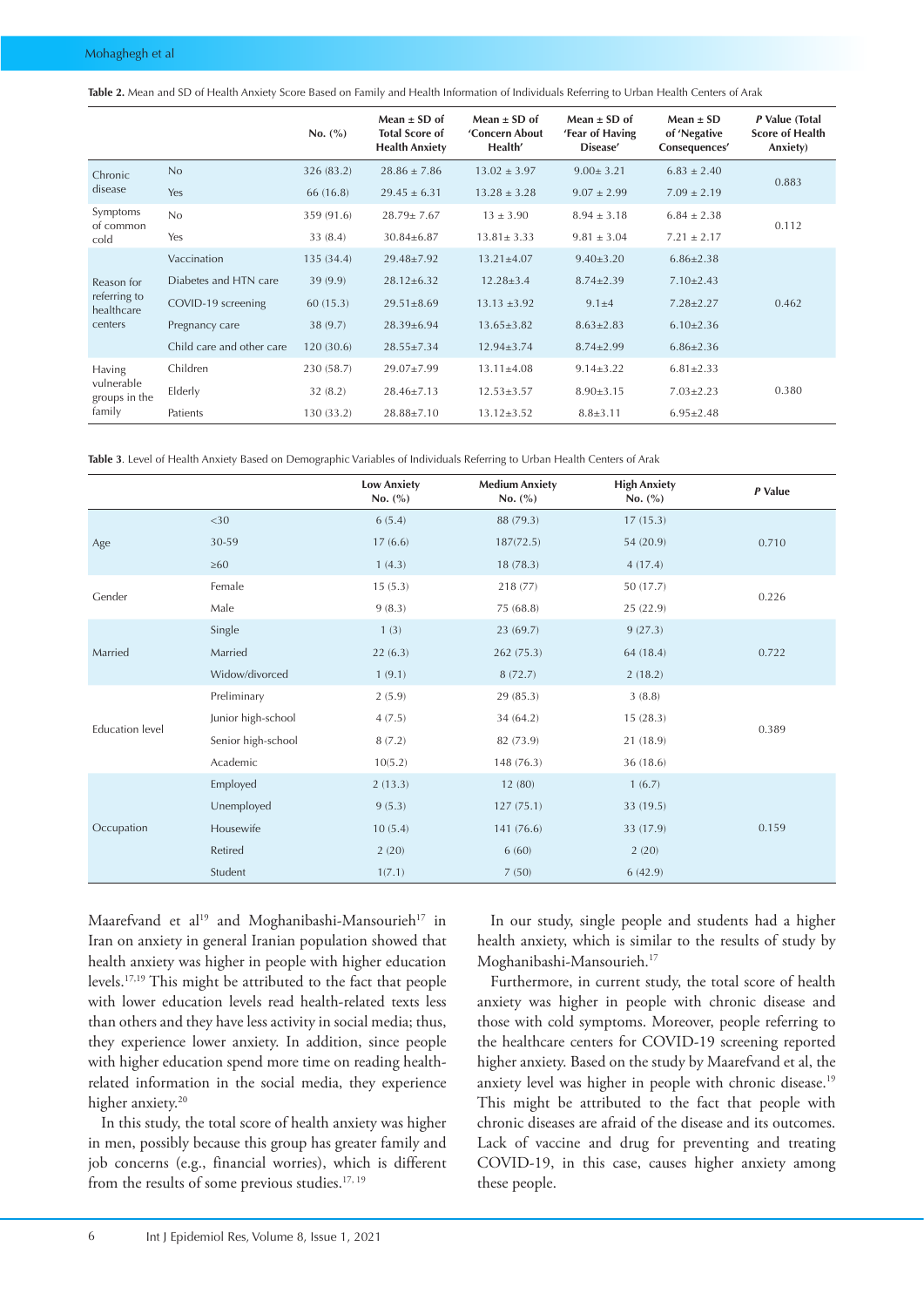**Table 2.** Mean and SD of Health Anxiety Score Based on Family and Health Information of Individuals Referring to Urban Health Centers of Arak

| | | No. (%) | Mean ± SD of Total Score of Health Anxiety | Mean ± SD of 'Concern About Health' | Mean ± SD of 'Fear of Having Disease' | Mean ± SD of 'Negative Consequences' | P Value (Total Score of Health Anxiety) |
|---|---|---|---|---|---|---|---|
| Chronic disease | No | 326 (83.2) | 28.86 ± 7.86 | 13.02 ± 3.97 | 9.00± 3.21 | 6.83 ± 2.40 | 0.883 |
| | Yes | 66 (16.8) | 29.45 ± 6.31 | 13.28 ± 3.28 | 9.07 ± 2.99 | 7.09 ± 2.19 | |
| Symptoms of common cold | No | 359 (91.6) | 28.79± 7.67 | 13 ± 3.90 | 8.94 ± 3.18 | 6.84 ± 2.38 | 0.112 |
| | Yes | 33 (8.4) | 30.84±6.87 | 13.81± 3.33 | 9.81 ± 3.04 | 7.21 ± 2.17 | |
| Reason for referring to healthcare centers | Vaccination | 135 (34.4) | 29.48±7.92 | 13.21±4.07 | 9.40±3.20 | 6.86±2.38 | 0.462 |
| | Diabetes and HTN care | 39 (9.9) | 28.12±6.32 | 12.28±3.4 | 8.74±2.39 | 7.10±2.43 | |
| | COVID-19 screening | 60 (15.3) | 29.51±8.69 | 13.13 ±3.92 | 9.1±4 | 7.28±2.27 | |
| | Pregnancy care | 38 (9.7) | 28.39±6.94 | 13.65±3.82 | 8.63±2.83 | 6.10±2.36 | |
| | Child care and other care | 120 (30.6) | 28.55±7.34 | 12.94±3.74 | 8.74±2.99 | 6.86±2.36 | |
| Having vulnerable groups in the family | Children | 230 (58.7) | 29.07±7.99 | 13.11±4.08 | 9.14±3.22 | 6.81±2.33 | 0.380 |
| | Elderly | 32 (8.2) | 28.46±7.13 | 12.53±3.57 | 8.90±3.15 | 7.03±2.23 | |
| | Patients | 130 (33.2) | 28.88±7.10 | 13.12±3.52 | 8.8±3.11 | 6.95±2.48 | |

**Table 3**. Level of Health Anxiety Based on Demographic Variables of Individuals Referring to Urban Health Centers of Arak

| | | Low Anxiety No. (%) | Medium Anxiety No. (%) | High Anxiety No. (%) | P Value |
|---|---|---|---|---|---|
| Age | <30 | 6 (5.4) | 88 (79.3) | 17 (15.3) | 0.710 |
| | 30-59 | 17 (6.6) | 187(72.5) | 54 (20.9) | |
| | ≥60 | 1 (4.3) | 18 (78.3) | 4 (17.4) | |
| Gender | Female | 15 (5.3) | 218 (77) | 50 (17.7) | 0.226 |
| | Male | 9 (8.3) | 75 (68.8) | 25 (22.9) | |
| Married | Single | 1 (3) | 23 (69.7) | 9 (27.3) | 0.722 |
| | Married | 22 (6.3) | 262 (75.3) | 64 (18.4) | |
| | Widow/divorced | 1 (9.1) | 8 (72.7) | 2 (18.2) | |
| Education level | Preliminary | 2 (5.9) | 29 (85.3) | 3 (8.8) | 0.389 |
| | Junior high-school | 4 (7.5) | 34 (64.2) | 15 (28.3) | |
| | Senior high-school | 8 (7.2) | 82 (73.9) | 21 (18.9) | |
| | Academic | 10(5.2) | 148 (76.3) | 36 (18.6) | |
| Occupation | Employed | 2 (13.3) | 12 (80) | 1 (6.7) | 0.159 |
| | Unemployed | 9 (5.3) | 127 (75.1) | 33 (19.5) | |
| | Housewife | 10 (5.4) | 141 (76.6) | 33 (17.9) | |
| | Retired | 2 (20) | 6 (60) | 2 (20) | |
| | Student | 1(7.1) | 7 (50) | 6 (42.9) | |

Maarefvand et al[19] and Moghanibashi-Mansourieh[17] in Iran on anxiety in general Iranian population showed that health anxiety was higher in people with higher education levels.[17,19] This might be attributed to the fact that people with lower education levels read health-related texts less than others and they have less activity in social media; thus, they experience lower anxiety. In addition, since people with higher education spend more time on reading health-related information in the social media, they experience higher anxiety.[20]

In this study, the total score of health anxiety was higher in men, possibly because this group has greater family and job concerns (e.g., financial worries), which is different from the results of some previous studies.[17, 19]

In our study, single people and students had a higher health anxiety, which is similar to the results of study by Moghanibashi-Mansourieh.[17]

Furthermore, in current study, the total score of health anxiety was higher in people with chronic disease and those with cold symptoms. Moreover, people referring to the healthcare centers for COVID-19 screening reported higher anxiety. Based on the study by Maarefvand et al, the anxiety level was higher in people with chronic disease.[19] This might be attributed to the fact that people with chronic diseases are afraid of the disease and its outcomes. Lack of vaccine and drug for preventing and treating COVID-19, in this case, causes higher anxiety among these people.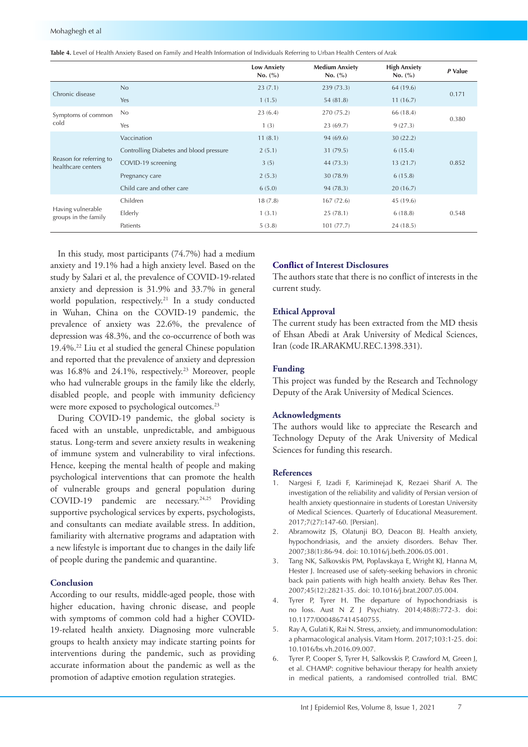**Table 4.** Level of Health Anxiety Based on Family and Health Information of Individuals Referring to Urban Health Centers of Arak

| | | Low Anxiety No. (%) | Medium Anxiety No. (%) | High Anxiety No. (%) | *P* Value |
|---|---|---|---|---|---|
| Chronic disease | No | 23 (7.1) | 239 (73.3) | 64 (19.6) | 0.171 |
| | Yes | 1 (1.5) | 54 (81.8) | 11 (16.7) | |
| Symptoms of common cold | No | 23 (6.4) | 270 (75.2) | 66 (18.4) | 0.380 |
| | Yes | 1 (3) | 23 (69.7) | 9 (27.3) | |
| Reason for referring to healthcare centers | Vaccination | 11 (8.1) | 94 (69.6) | 30 (22.2) | 0.852 |
| | Controlling Diabetes and blood pressure | 2 (5.1) | 31 (79.5) | 6 (15.4) | |
| | COVID-19 screening | 3 (5) | 44 (73.3) | 13 (21.7) | |
| | Pregnancy care | 2 (5.3) | 30 (78.9) | 6 (15.8) | |
| | Child care and other care | 6 (5.0) | 94 (78.3) | 20 (16.7) | |
| Having vulnerable groups in the family | Children | 18 (7.8) | 167 (72.6) | 45 (19.6) | 0.548 |
| | Elderly | 1 (3.1) | 25 (78.1) | 6 (18.8) | |
| | Patients | 5 (3.8) | 101 (77.7) | 24 (18.5) | |

In this study, most participants (74.7%) had a medium anxiety and 19.1% had a high anxiety level. Based on the study by Salari et al, the prevalence of COVID-19-related anxiety and depression is 31.9% and 33.7% in general world population, respectively.[21] In a study conducted in Wuhan, China on the COVID-19 pandemic, the prevalence of anxiety was 22.6%, the prevalence of depression was 48.3%, and the co-occurrence of both was 19.4%.[22] Liu et al studied the general Chinese population and reported that the prevalence of anxiety and depression was 16.8% and 24.1%, respectively.[23] Moreover, people who had vulnerable groups in the family like the elderly, disabled people, and people with immunity deficiency were more exposed to psychological outcomes.[23]

During COVID-19 pandemic, the global society is faced with an unstable, unpredictable, and ambiguous status. Long-term and severe anxiety results in weakening of immune system and vulnerability to viral infections. Hence, keeping the mental health of people and making psychological interventions that can promote the health of vulnerable groups and general population during COVID-19 pandemic are necessary.[24,25] Providing supportive psychological services by experts, psychologists, and consultants can mediate available stress. In addition, familiarity with alternative programs and adaptation with a new lifestyle is important due to changes in the daily life of people during the pandemic and quarantine.

## Conclusion

According to our results, middle-aged people, those with higher education, having chronic disease, and people with symptoms of common cold had a higher COVID-19-related health anxiety. Diagnosing more vulnerable groups to health anxiety may indicate starting points for interventions during the pandemic, such as providing accurate information about the pandemic as well as the promotion of adaptive emotion regulation strategies.

## Conflict of Interest Disclosures

The authors state that there is no conflict of interests in the current study.

## Ethical Approval

The current study has been extracted from the MD thesis of Ehsan Abedi at Arak University of Medical Sciences, Iran (code IR.ARAKMU.REC.1398.331).

## Funding

This project was funded by the Research and Technology Deputy of the Arak University of Medical Sciences.

## Acknowledgments

The authors would like to appreciate the Research and Technology Deputy of the Arak University of Medical Sciences for funding this research.

## References

1. Nargesi F, Izadi F, Kariminejad K, Rezaei Sharif A. The investigation of the reliability and validity of Persian version of health anxiety questionnaire in students of Lorestan University of Medical Sciences. Quarterly of Educational Measurement. 2017;7(27):147-60. [Persian].
2. Abramowitz JS, Olatunji BO, Deacon BJ. Health anxiety, hypochondriasis, and the anxiety disorders. Behav Ther. 2007;38(1):86-94. doi: 10.1016/j.beth.2006.05.001.
3. Tang NK, Salkovskis PM, Poplavskaya E, Wright KJ, Hanna M, Hester J. Increased use of safety-seeking behaviors in chronic back pain patients with high health anxiety. Behav Res Ther. 2007;45(12):2821-35. doi: 10.1016/j.brat.2007.05.004.
4. Tyrer P, Tyrer H. The departure of hypochondriasis is no loss. Aust N Z J Psychiatry. 2014;48(8):772-3. doi: 10.1177/0004867414540755.
5. Ray A, Gulati K, Rai N. Stress, anxiety, and immunomodulation: a pharmacological analysis. Vitam Horm. 2017;103:1-25. doi: 10.1016/bs.vh.2016.09.007.
6. Tyrer P, Cooper S, Tyrer H, Salkovskis P, Crawford M, Green J, et al. CHAMP: cognitive behaviour therapy for health anxiety in medical patients, a randomised controlled trial. BMC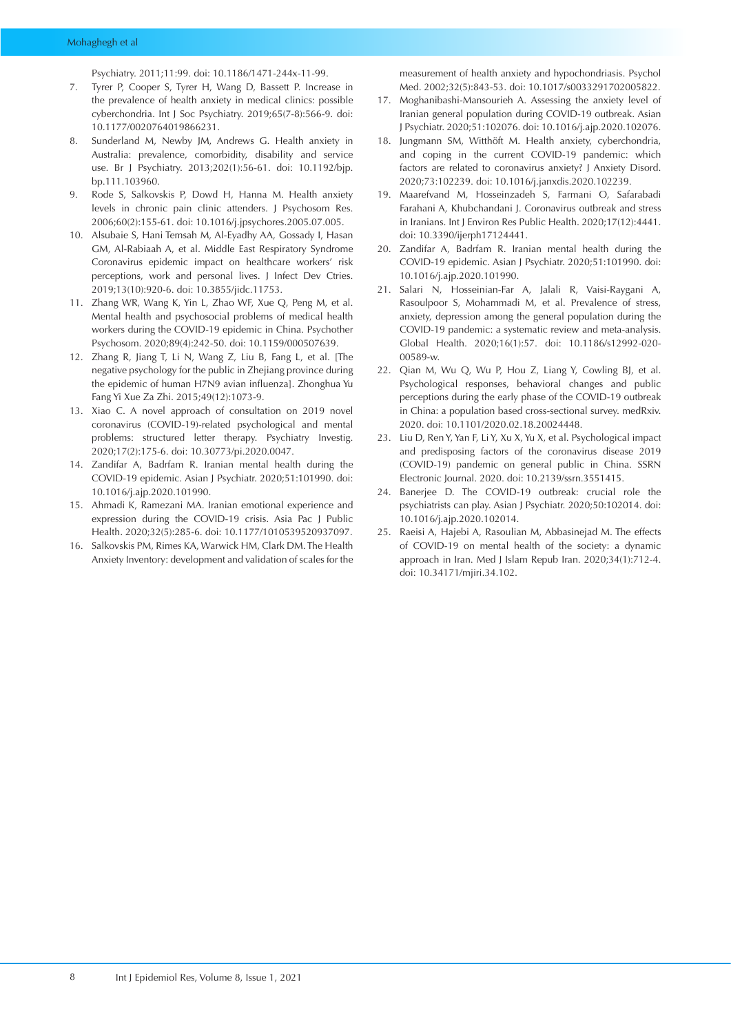Psychiatry. 2011;11:99. doi: 10.1186/1471-244x-11-99.

7. Tyrer P, Cooper S, Tyrer H, Wang D, Bassett P. Increase in the prevalence of health anxiety in medical clinics: possible cyberchondria. Int J Soc Psychiatry. 2019;65(7-8):566-9. doi: 10.1177/0020764019866231.
8. Sunderland M, Newby JM, Andrews G. Health anxiety in Australia: prevalence, comorbidity, disability and service use. Br J Psychiatry. 2013;202(1):56-61. doi: 10.1192/bjp.bp.111.103960.
9. Rode S, Salkovskis P, Dowd H, Hanna M. Health anxiety levels in chronic pain clinic attenders. J Psychosom Res. 2006;60(2):155-61. doi: 10.1016/j.jpsychores.2005.07.005.
10. Alsubaie S, Hani Temsah M, Al-Eyadhy AA, Gossady I, Hasan GM, Al-Rabiaah A, et al. Middle East Respiratory Syndrome Coronavirus epidemic impact on healthcare workers' risk perceptions, work and personal lives. J Infect Dev Ctries. 2019;13(10):920-6. doi: 10.3855/jidc.11753.
11. Zhang WR, Wang K, Yin L, Zhao WF, Xue Q, Peng M, et al. Mental health and psychosocial problems of medical health workers during the COVID-19 epidemic in China. Psychother Psychosom. 2020;89(4):242-50. doi: 10.1159/000507639.
12. Zhang R, Jiang T, Li N, Wang Z, Liu B, Fang L, et al. [The negative psychology for the public in Zhejiang province during the epidemic of human H7N9 avian influenza]. Zhonghua Yu Fang Yi Xue Za Zhi. 2015;49(12):1073-9.
13. Xiao C. A novel approach of consultation on 2019 novel coronavirus (COVID-19)-related psychological and mental problems: structured letter therapy. Psychiatry Investig. 2020;17(2):175-6. doi: 10.30773/pi.2020.0047.
14. Zandifar A, Badrfam R. Iranian mental health during the COVID-19 epidemic. Asian J Psychiatr. 2020;51:101990. doi: 10.1016/j.ajp.2020.101990.
15. Ahmadi K, Ramezani MA. Iranian emotional experience and expression during the COVID-19 crisis. Asia Pac J Public Health. 2020;32(5):285-6. doi: 10.1177/1010539520937097.
16. Salkovskis PM, Rimes KA, Warwick HM, Clark DM. The Health Anxiety Inventory: development and validation of scales for the measurement of health anxiety and hypochondriasis. Psychol Med. 2002;32(5):843-53. doi: 10.1017/s0033291702005822.
17. Moghanibashi-Mansourieh A. Assessing the anxiety level of Iranian general population during COVID-19 outbreak. Asian J Psychiatr. 2020;51:102076. doi: 10.1016/j.ajp.2020.102076.
18. Jungmann SM, Witthöft M. Health anxiety, cyberchondria, and coping in the current COVID-19 pandemic: which factors are related to coronavirus anxiety? J Anxiety Disord. 2020;73:102239. doi: 10.1016/j.janxdis.2020.102239.
19. Maarefvand M, Hosseinzadeh S, Farmani O, Safarabadi Farahani A, Khubchandani J. Coronavirus outbreak and stress in Iranians. Int J Environ Res Public Health. 2020;17(12):4441. doi: 10.3390/ijerph17124441.
20. Zandifar A, Badrfam R. Iranian mental health during the COVID-19 epidemic. Asian J Psychiatr. 2020;51:101990. doi: 10.1016/j.ajp.2020.101990.
21. Salari N, Hosseinian-Far A, Jalali R, Vaisi-Raygani A, Rasoulpoor S, Mohammadi M, et al. Prevalence of stress, anxiety, depression among the general population during the COVID-19 pandemic: a systematic review and meta-analysis. Global Health. 2020;16(1):57. doi: 10.1186/s12992-020-00589-w.
22. Qian M, Wu Q, Wu P, Hou Z, Liang Y, Cowling BJ, et al. Psychological responses, behavioral changes and public perceptions during the early phase of the COVID-19 outbreak in China: a population based cross-sectional survey. medRxiv. 2020. doi: 10.1101/2020.02.18.20024448.
23. Liu D, Ren Y, Yan F, Li Y, Xu X, Yu X, et al. Psychological impact and predisposing factors of the coronavirus disease 2019 (COVID-19) pandemic on general public in China. SSRN Electronic Journal. 2020. doi: 10.2139/ssrn.3551415.
24. Banerjee D. The COVID-19 outbreak: crucial role the psychiatrists can play. Asian J Psychiatr. 2020;50:102014. doi: 10.1016/j.ajp.2020.102014.
25. Raeisi A, Hajebi A, Rasoulian M, Abbasinejad M. The effects of COVID-19 on mental health of the society: a dynamic approach in Iran. Med J Islam Repub Iran. 2020;34(1):712-4. doi: 10.34171/mjiri.34.102.